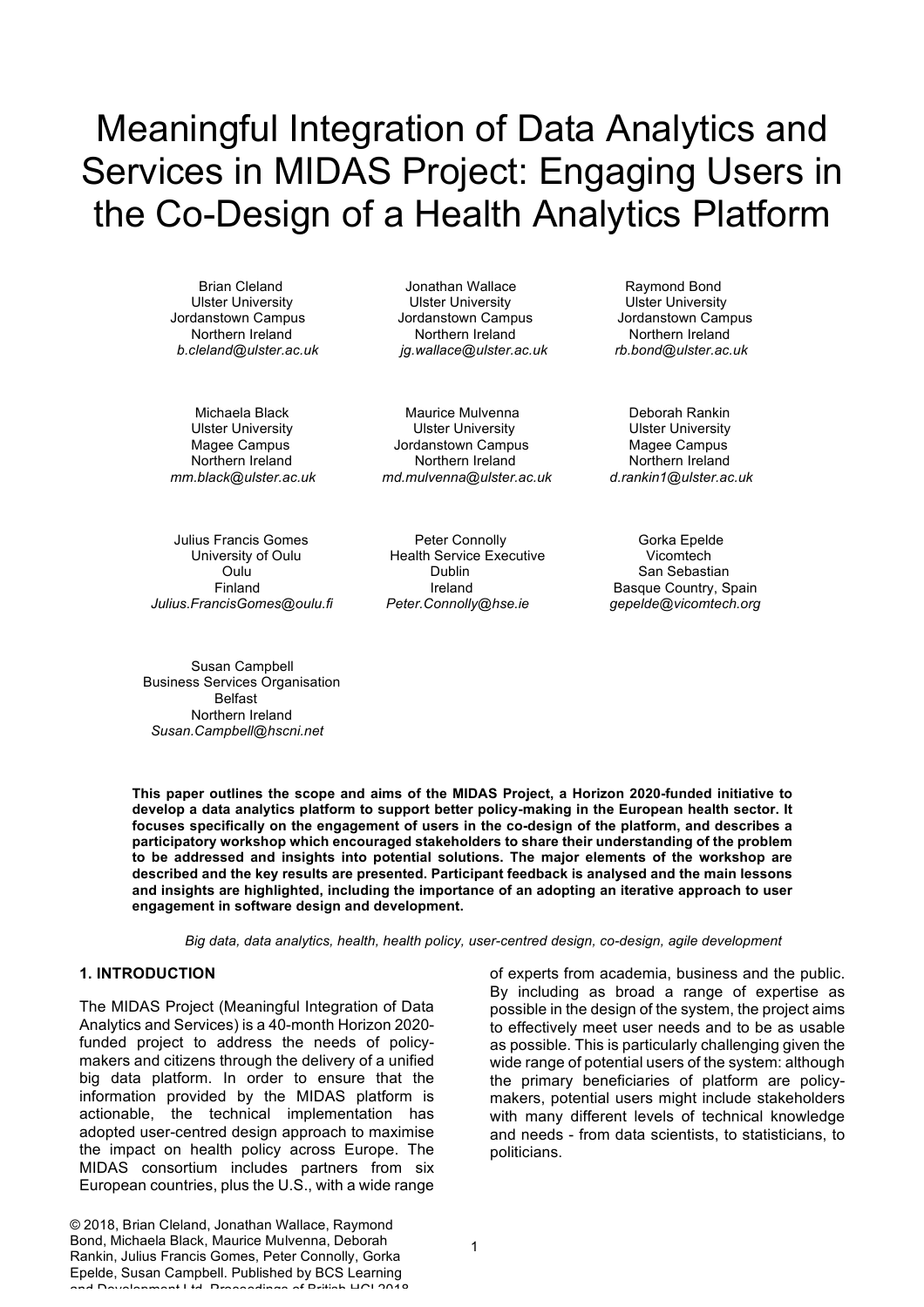# Meaningful Integration of Data Analytics and Services in MIDAS Project: Engaging Users in the Co-Design of a Health Analytics Platform

Brian Cleland
Ulster University
Jordanstown Campus
Northern Ireland
*b.cleland@ulster.ac.uk*

Jonathan Wallace
Ulster University
Jordanstown Campus
Northern Ireland
*jg.wallace@ulster.ac.uk*

Raymond Bond
Ulster University
Jordanstown Campus
Northern Ireland
*rb.bond@ulster.ac.uk*

Michaela Black
Ulster University
Magee Campus
Northern Ireland
*mm.black@ulster.ac.uk*

Maurice Mulvenna
Ulster University
Jordanstown Campus
Northern Ireland
*md.mulvenna@ulster.ac.uk*

Deborah Rankin
Ulster University
Magee Campus
Northern Ireland
*d.rankin1@ulster.ac.uk*

Julius Francis Gomes
University of Oulu
Oulu
Finland
*Julius.FrancisGomes@oulu.fi*

Peter Connolly
Health Service Executive
Dublin
Ireland
*Peter.Connolly@hse.ie*

Gorka Epelde
Vicomtech
San Sebastian
Basque Country, Spain
*gepelde@vicomtech.org*

Susan Campbell
Business Services Organisation
Belfast
Northern Ireland
*Susan.Campbell@hscni.net*

**This paper outlines the scope and aims of the MIDAS Project, a Horizon 2020-funded initiative to develop a data analytics platform to support better policy-making in the European health sector. It focuses specifically on the engagement of users in the co-design of the platform, and describes a participatory workshop which encouraged stakeholders to share their understanding of the problem to be addressed and insights into potential solutions. The major elements of the workshop are described and the key results are presented. Participant feedback is analysed and the main lessons and insights are highlighted, including the importance of an adopting an iterative approach to user engagement in software design and development.**

*Big data, data analytics, health, health policy, user-centred design, co-design, agile development*

## 1. INTRODUCTION

The MIDAS Project (Meaningful Integration of Data Analytics and Services) is a 40-month Horizon 2020-funded project to address the needs of policy-makers and citizens through the delivery of a unified big data platform. In order to ensure that the information provided by the MIDAS platform is actionable, the technical implementation has adopted user-centred design approach to maximise the impact on health policy across Europe. The MIDAS consortium includes partners from six European countries, plus the U.S., with a wide range of experts from academia, business and the public. By including as broad a range of expertise as possible in the design of the system, the project aims to effectively meet user needs and to be as usable as possible. This is particularly challenging given the wide range of potential users of the system: although the primary beneficiaries of platform are policy-makers, potential users might include stakeholders with many different levels of technical knowledge and needs - from data scientists, to statisticians, to politicians.

© 2018, Brian Cleland, Jonathan Wallace, Raymond Bond, Michaela Black, Maurice Mulvenna, Deborah Rankin, Julius Francis Gomes, Peter Connolly, Gorka Epelde, Susan Campbell. Published by BCS Learning and Development Ltd. Proceedings of British HCI 2018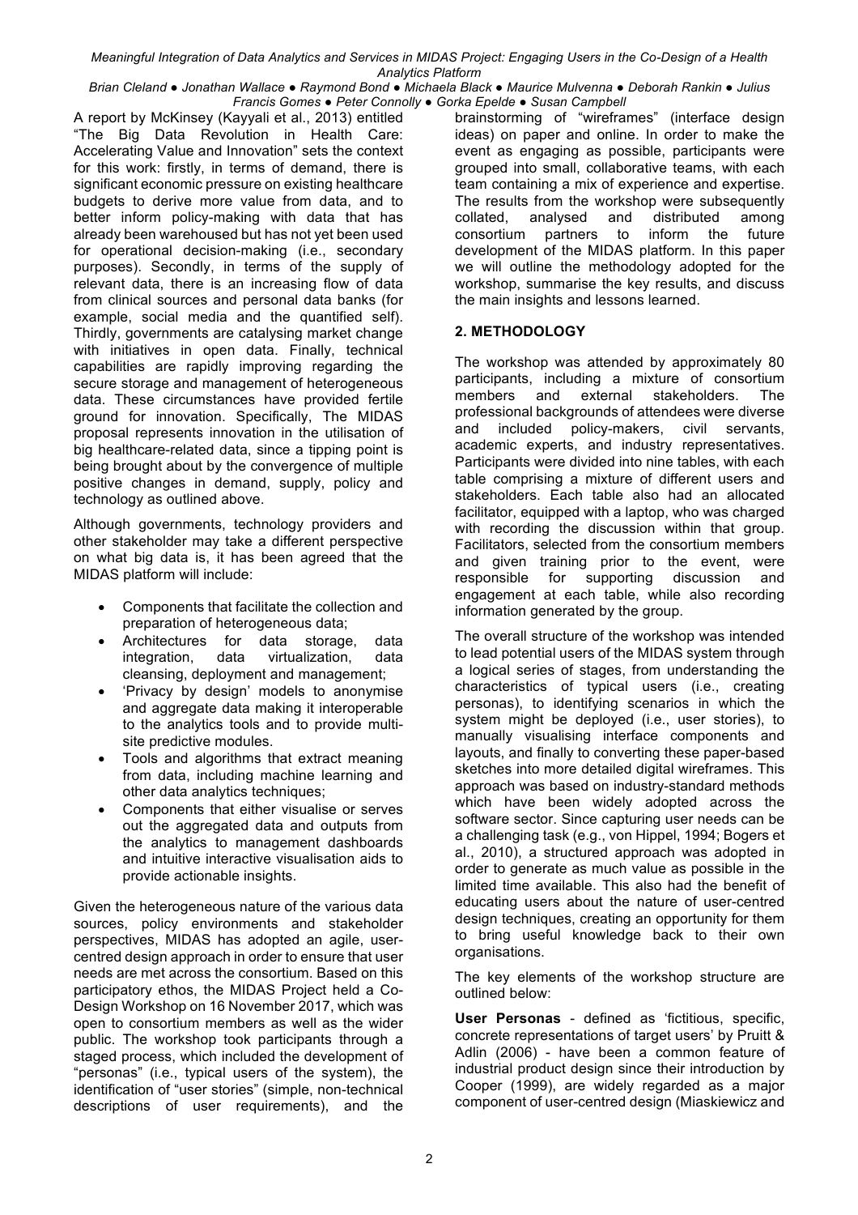A report by McKinsey (Kayyali et al., 2013) entitled "The Big Data Revolution in Health Care: Accelerating Value and Innovation" sets the context for this work: firstly, in terms of demand, there is significant economic pressure on existing healthcare budgets to derive more value from data, and to better inform policy-making with data that has already been warehoused but has not yet been used for operational decision-making (i.e., secondary purposes). Secondly, in terms of the supply of relevant data, there is an increasing flow of data from clinical sources and personal data banks (for example, social media and the quantified self). Thirdly, governments are catalysing market change with initiatives in open data. Finally, technical capabilities are rapidly improving regarding the secure storage and management of heterogeneous data. These circumstances have provided fertile ground for innovation. Specifically, The MIDAS proposal represents innovation in the utilisation of big healthcare-related data, since a tipping point is being brought about by the convergence of multiple positive changes in demand, supply, policy and technology as outlined above.

Although governments, technology providers and other stakeholder may take a different perspective on what big data is, it has been agreed that the MIDAS platform will include:

- Components that facilitate the collection and preparation of heterogeneous data;
- Architectures for data storage, data integration, data virtualization, data cleansing, deployment and management;
- 'Privacy by design' models to anonymise and aggregate data making it interoperable to the analytics tools and to provide multi-site predictive modules.
- Tools and algorithms that extract meaning from data, including machine learning and other data analytics techniques;
- Components that either visualise or serves out the aggregated data and outputs from the analytics to management dashboards and intuitive interactive visualisation aids to provide actionable insights.

Given the heterogeneous nature of the various data sources, policy environments and stakeholder perspectives, MIDAS has adopted an agile, user-centred design approach in order to ensure that user needs are met across the consortium. Based on this participatory ethos, the MIDAS Project held a Co-Design Workshop on 16 November 2017, which was open to consortium members as well as the wider public. The workshop took participants through a staged process, which included the development of "personas" (i.e., typical users of the system), the identification of "user stories" (simple, non-technical descriptions of user requirements), and the brainstorming of "wireframes" (interface design ideas) on paper and online. In order to make the event as engaging as possible, participants were grouped into small, collaborative teams, with each team containing a mix of experience and expertise. The results from the workshop were subsequently collated, analysed and distributed among consortium partners to inform the future development of the MIDAS platform. In this paper we will outline the methodology adopted for the workshop, summarise the key results, and discuss the main insights and lessons learned.

## 2. METHODOLOGY

The workshop was attended by approximately 80 participants, including a mixture of consortium members and external stakeholders. The professional backgrounds of attendees were diverse and included policy-makers, civil servants, academic experts, and industry representatives. Participants were divided into nine tables, with each table comprising a mixture of different users and stakeholders. Each table also had an allocated facilitator, equipped with a laptop, who was charged with recording the discussion within that group. Facilitators, selected from the consortium members and given training prior to the event, were responsible for supporting discussion and engagement at each table, while also recording information generated by the group.

The overall structure of the workshop was intended to lead potential users of the MIDAS system through a logical series of stages, from understanding the characteristics of typical users (i.e., creating personas), to identifying scenarios in which the system might be deployed (i.e., user stories), to manually visualising interface components and layouts, and finally to converting these paper-based sketches into more detailed digital wireframes. This approach was based on industry-standard methods which have been widely adopted across the software sector. Since capturing user needs can be a challenging task (e.g., von Hippel, 1994; Bogers et al., 2010), a structured approach was adopted in order to generate as much value as possible in the limited time available. This also had the benefit of educating users about the nature of user-centred design techniques, creating an opportunity for them to bring useful knowledge back to their own organisations.

The key elements of the workshop structure are outlined below:

**User Personas** - defined as 'fictitious, specific, concrete representations of target users' by Pruitt & Adlin (2006) - have been a common feature of industrial product design since their introduction by Cooper (1999), are widely regarded as a major component of user-centred design (Miaskiewicz and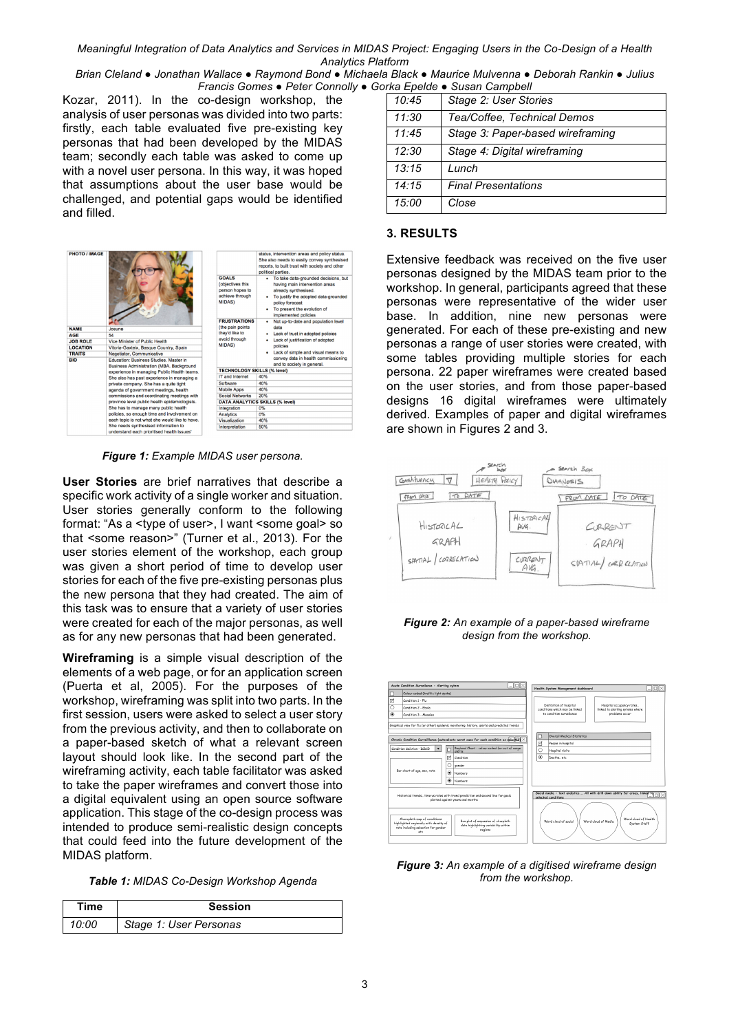Kozar, 2011). In the co-design workshop, the analysis of user personas was divided into two parts: firstly, each table evaluated five pre-existing key personas that had been developed by the MIDAS team; secondly each table was asked to come up with a novel user persona. In this way, it was hoped that assumptions about the user base would be challenged, and potential gaps would be identified and filled.

***Figure 1:*** *Example MIDAS user persona.*

**User Stories** are brief narratives that describe a specific work activity of a single worker and situation. User stories generally conform to the following format: "As a <type of user>, I want <some goal> so that <some reason>" (Turner et al., 2013). For the user stories element of the workshop, each group was given a short period of time to develop user stories for each of the five pre-existing personas plus the new persona that they had created. The aim of this task was to ensure that a variety of user stories were created for each of the major personas, as well as for any new personas that had been generated.

**Wireframing** is a simple visual description of the elements of a web page, or for an application screen (Puerta et al, 2005). For the purposes of the workshop, wireframing was split into two parts. In the first session, users were asked to select a user story from the previous activity, and then to collaborate on a paper-based sketch of what a relevant screen layout should look like. In the second part of the wireframing activity, each table facilitator was asked to take the paper wireframes and convert those into a digital equivalent using an open source software application. This stage of the co-design process was intended to produce semi-realistic design concepts that could feed into the future development of the MIDAS platform.

***Table 1:*** *MIDAS Co-Design Workshop Agenda*

| Time | Session |
|---|---|
| *10:00* | *Stage 1: User Personas* |
| *10:45* | *Stage 2: User Stories* |
| *11:30* | *Tea/Coffee, Technical Demos* |
| *11:45* | *Stage 3: Paper-based wireframing* |
| *12:30* | *Stage 4: Digital wireframing* |
| *13:15* | *Lunch* |
| *14:15* | *Final Presentations* |
| *15:00* | *Close* |

## 3. RESULTS

Extensive feedback was received on the five user personas designed by the MIDAS team prior to the workshop. In general, participants agreed that these personas were representative of the wider user base. In addition, nine new personas were generated. For each of these pre-existing and new personas a range of user stories were created, with some tables providing multiple stories for each persona. 22 paper wireframes were created based on the user stories, and from those paper-based designs 16 digital wireframes were ultimately derived. Examples of paper and digital wireframes are shown in Figures 2 and 3.

***Figure 2:*** *An example of a paper-based wireframe design from the workshop.*

***Figure 3:*** *An example of a digitised wireframe design from the workshop.*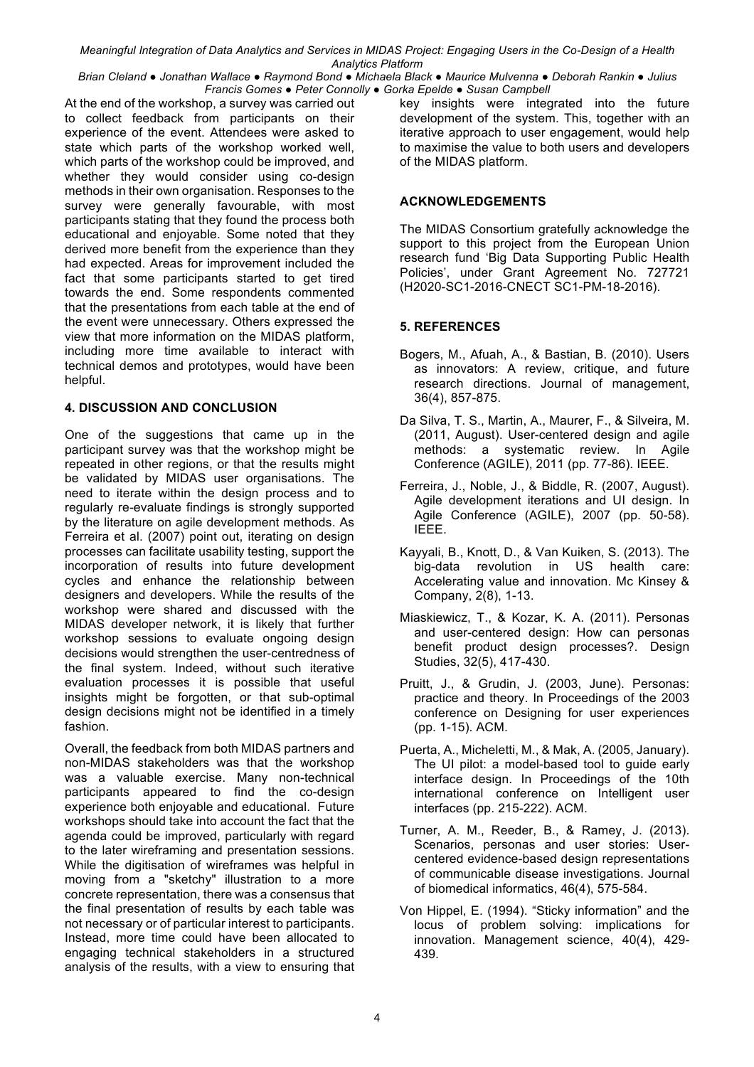At the end of the workshop, a survey was carried out to collect feedback from participants on their experience of the event. Attendees were asked to state which parts of the workshop worked well, which parts of the workshop could be improved, and whether they would consider using co-design methods in their own organisation. Responses to the survey were generally favourable, with most participants stating that they found the process both educational and enjoyable. Some noted that they derived more benefit from the experience than they had expected. Areas for improvement included the fact that some participants started to get tired towards the end. Some respondents commented that the presentations from each table at the end of the event were unnecessary. Others expressed the view that more information on the MIDAS platform, including more time available to interact with technical demos and prototypes, would have been helpful.

## 4. DISCUSSION AND CONCLUSION

One of the suggestions that came up in the participant survey was that the workshop might be repeated in other regions, or that the results might be validated by MIDAS user organisations. The need to iterate within the design process and to regularly re-evaluate findings is strongly supported by the literature on agile development methods. As Ferreira et al. (2007) point out, iterating on design processes can facilitate usability testing, support the incorporation of results into future development cycles and enhance the relationship between designers and developers. While the results of the workshop were shared and discussed with the MIDAS developer network, it is likely that further workshop sessions to evaluate ongoing design decisions would strengthen the user-centredness of the final system. Indeed, without such iterative evaluation processes it is possible that useful insights might be forgotten, or that sub-optimal design decisions might not be identified in a timely fashion.

Overall, the feedback from both MIDAS partners and non-MIDAS stakeholders was that the workshop was a valuable exercise. Many non-technical participants appeared to find the co-design experience both enjoyable and educational. Future workshops should take into account the fact that the agenda could be improved, particularly with regard to the later wireframing and presentation sessions. While the digitisation of wireframes was helpful in moving from a "sketchy" illustration to a more concrete representation, there was a consensus that the final presentation of results by each table was not necessary or of particular interest to participants. Instead, more time could have been allocated to engaging technical stakeholders in a structured analysis of the results, with a view to ensuring that key insights were integrated into the future development of the system. This, together with an iterative approach to user engagement, would help to maximise the value to both users and developers of the MIDAS platform.

## ACKNOWLEDGEMENTS

The MIDAS Consortium gratefully acknowledge the support to this project from the European Union research fund 'Big Data Supporting Public Health Policies', under Grant Agreement No. 727721 (H2020-SC1-2016-CNECT SC1-PM-18-2016).

## 5. REFERENCES

Bogers, M., Afuah, A., & Bastian, B. (2010). Users as innovators: A review, critique, and future research directions. Journal of management, 36(4), 857-875.

Da Silva, T. S., Martin, A., Maurer, F., & Silveira, M. (2011, August). User-centered design and agile methods: a systematic review. In Agile Conference (AGILE), 2011 (pp. 77-86). IEEE.

Ferreira, J., Noble, J., & Biddle, R. (2007, August). Agile development iterations and UI design. In Agile Conference (AGILE), 2007 (pp. 50-58). IEEE.

Kayyali, B., Knott, D., & Van Kuiken, S. (2013). The big-data revolution in US health care: Accelerating value and innovation. Mc Kinsey & Company, 2(8), 1-13.

Miaskiewicz, T., & Kozar, K. A. (2011). Personas and user-centered design: How can personas benefit product design processes?. Design Studies, 32(5), 417-430.

Pruitt, J., & Grudin, J. (2003, June). Personas: practice and theory. In Proceedings of the 2003 conference on Designing for user experiences (pp. 1-15). ACM.

Puerta, A., Micheletti, M., & Mak, A. (2005, January). The UI pilot: a model-based tool to guide early interface design. In Proceedings of the 10th international conference on Intelligent user interfaces (pp. 215-222). ACM.

Turner, A. M., Reeder, B., & Ramey, J. (2013). Scenarios, personas and user stories: User-centered evidence-based design representations of communicable disease investigations. Journal of biomedical informatics, 46(4), 575-584.

Von Hippel, E. (1994). "Sticky information" and the locus of problem solving: implications for innovation. Management science, 40(4), 429-439.